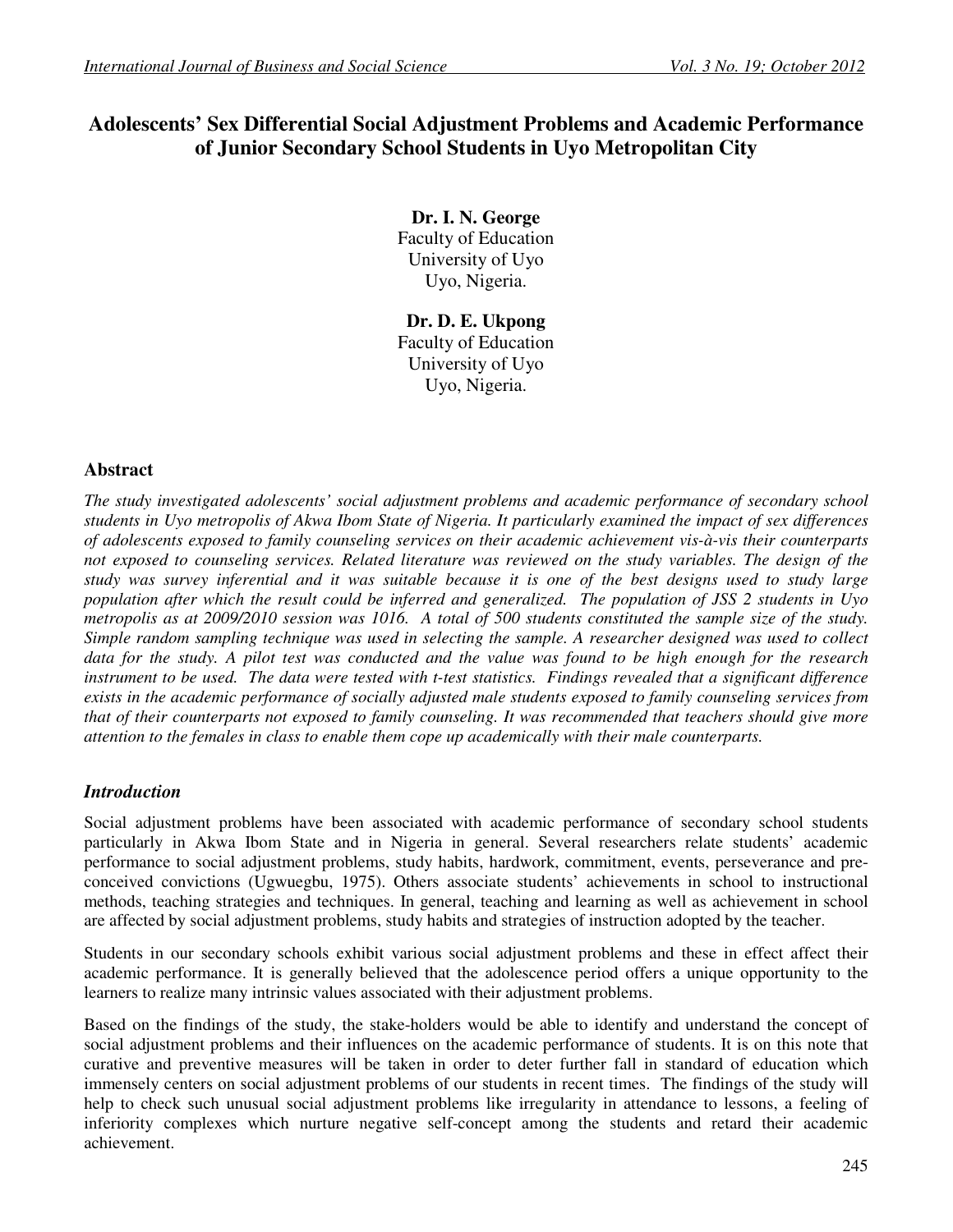# Adolescents' Sex Differential Social Adjustment Problems and Academic Performance of Junior Secondary School Students in Uyo Metropolitan City

**Dr. I. N. George**
Faculty of Education
University of Uyo
Uyo, Nigeria.

**Dr. D. E. Ukpong**
Faculty of Education
University of Uyo
Uyo, Nigeria.

## Abstract

*The study investigated adolescents' social adjustment problems and academic performance of secondary school students in Uyo metropolis of Akwa Ibom State of Nigeria. It particularly examined the impact of sex differences of adolescents exposed to family counseling services on their academic achievement vis-à-vis their counterparts not exposed to counseling services. Related literature was reviewed on the study variables. The design of the study was survey inferential and it was suitable because it is one of the best designs used to study large population after which the result could be inferred and generalized. The population of JSS 2 students in Uyo metropolis as at 2009/2010 session was 1016. A total of 500 students constituted the sample size of the study. Simple random sampling technique was used in selecting the sample. A researcher designed was used to collect data for the study. A pilot test was conducted and the value was found to be high enough for the research instrument to be used. The data were tested with t-test statistics. Findings revealed that a significant difference exists in the academic performance of socially adjusted male students exposed to family counseling services from that of their counterparts not exposed to family counseling. It was recommended that teachers should give more attention to the females in class to enable them cope up academically with their male counterparts.*

## *Introduction*

Social adjustment problems have been associated with academic performance of secondary school students particularly in Akwa Ibom State and in Nigeria in general. Several researchers relate students' academic performance to social adjustment problems, study habits, hardwork, commitment, events, perseverance and pre-conceived convictions (Ugwuegbu, 1975). Others associate students' achievements in school to instructional methods, teaching strategies and techniques. In general, teaching and learning as well as achievement in school are affected by social adjustment problems, study habits and strategies of instruction adopted by the teacher.

Students in our secondary schools exhibit various social adjustment problems and these in effect affect their academic performance. It is generally believed that the adolescence period offers a unique opportunity to the learners to realize many intrinsic values associated with their adjustment problems.

Based on the findings of the study, the stake-holders would be able to identify and understand the concept of social adjustment problems and their influences on the academic performance of students. It is on this note that curative and preventive measures will be taken in order to deter further fall in standard of education which immensely centers on social adjustment problems of our students in recent times. The findings of the study will help to check such unusual social adjustment problems like irregularity in attendance to lessons, a feeling of inferiority complexes which nurture negative self-concept among the students and retard their academic achievement.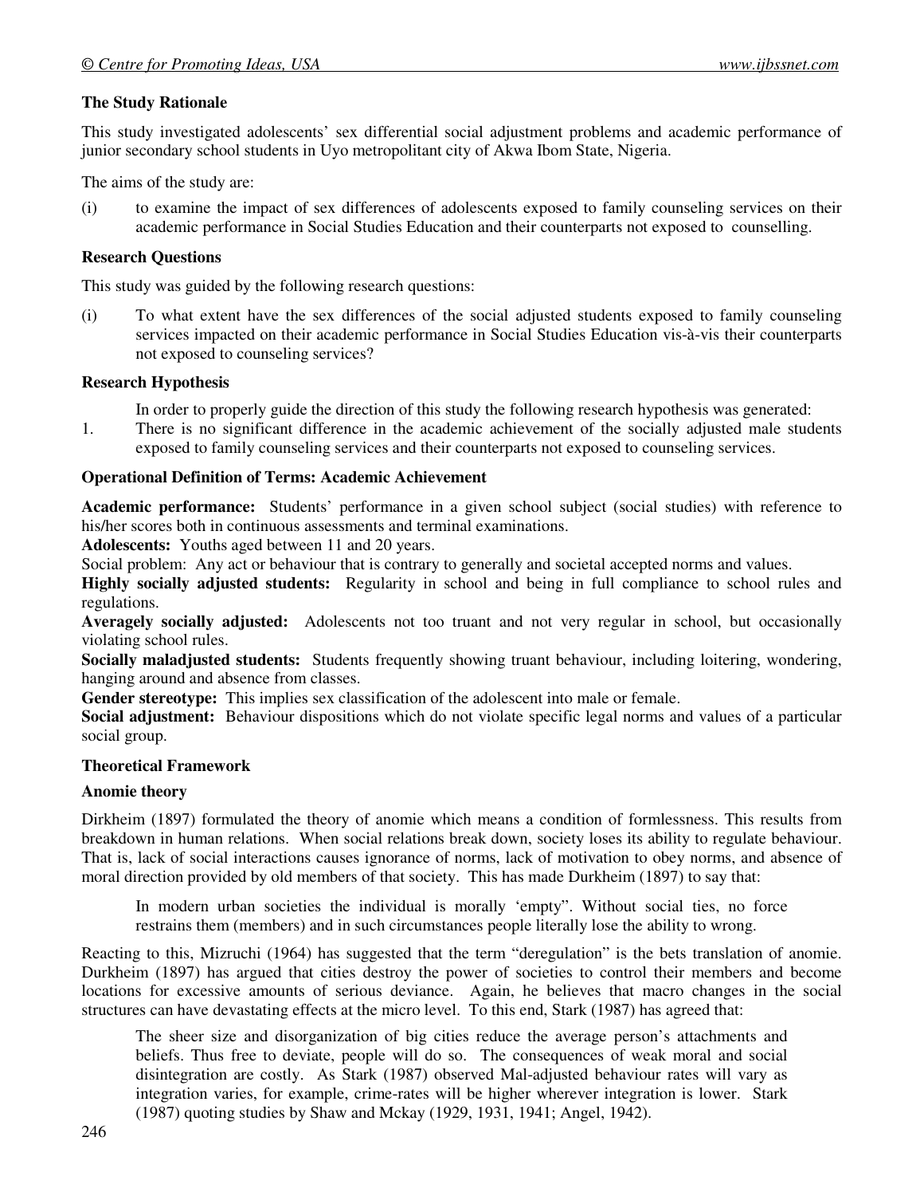**The Study Rationale**

This study investigated adolescents' sex differential social adjustment problems and academic performance of junior secondary school students in Uyo metropolitant city of Akwa Ibom State, Nigeria.

The aims of the study are:

(i) to examine the impact of sex differences of adolescents exposed to family counseling services on their academic performance in Social Studies Education and their counterparts not exposed to counselling.

**Research Questions**

This study was guided by the following research questions:

(i) To what extent have the sex differences of the social adjusted students exposed to family counseling services impacted on their academic performance in Social Studies Education vis-à-vis their counterparts not exposed to counseling services?

**Research Hypothesis**

In order to properly guide the direction of this study the following research hypothesis was generated:

1. There is no significant difference in the academic achievement of the socially adjusted male students exposed to family counseling services and their counterparts not exposed to counseling services.

**Operational Definition of Terms: Academic Achievement**

**Academic performance:** Students' performance in a given school subject (social studies) with reference to his/her scores both in continuous assessments and terminal examinations.

**Adolescents:** Youths aged between 11 and 20 years.

Social problem: Any act or behaviour that is contrary to generally and societal accepted norms and values.

**Highly socially adjusted students:** Regularity in school and being in full compliance to school rules and regulations.

**Averagely socially adjusted:** Adolescents not too truant and not very regular in school, but occasionally violating school rules.

**Socially maladjusted students:** Students frequently showing truant behaviour, including loitering, wondering, hanging around and absence from classes.

**Gender stereotype:** This implies sex classification of the adolescent into male or female.

**Social adjustment:** Behaviour dispositions which do not violate specific legal norms and values of a particular social group.

**Theoretical Framework**

**Anomie theory**

Dirkheim (1897) formulated the theory of anomie which means a condition of formlessness. This results from breakdown in human relations. When social relations break down, society loses its ability to regulate behaviour. That is, lack of social interactions causes ignorance of norms, lack of motivation to obey norms, and absence of moral direction provided by old members of that society. This has made Durkheim (1897) to say that:

> In modern urban societies the individual is morally 'empty". Without social ties, no force restrains them (members) and in such circumstances people literally lose the ability to wrong.

Reacting to this, Mizruchi (1964) has suggested that the term "deregulation" is the bets translation of anomie. Durkheim (1897) has argued that cities destroy the power of societies to control their members and become locations for excessive amounts of serious deviance. Again, he believes that macro changes in the social structures can have devastating effects at the micro level. To this end, Stark (1987) has agreed that:

> The sheer size and disorganization of big cities reduce the average person's attachments and beliefs. Thus free to deviate, people will do so. The consequences of weak moral and social disintegration are costly. As Stark (1987) observed Mal-adjusted behaviour rates will vary as integration varies, for example, crime-rates will be higher wherever integration is lower. Stark (1987) quoting studies by Shaw and Mckay (1929, 1931, 1941; Angel, 1942).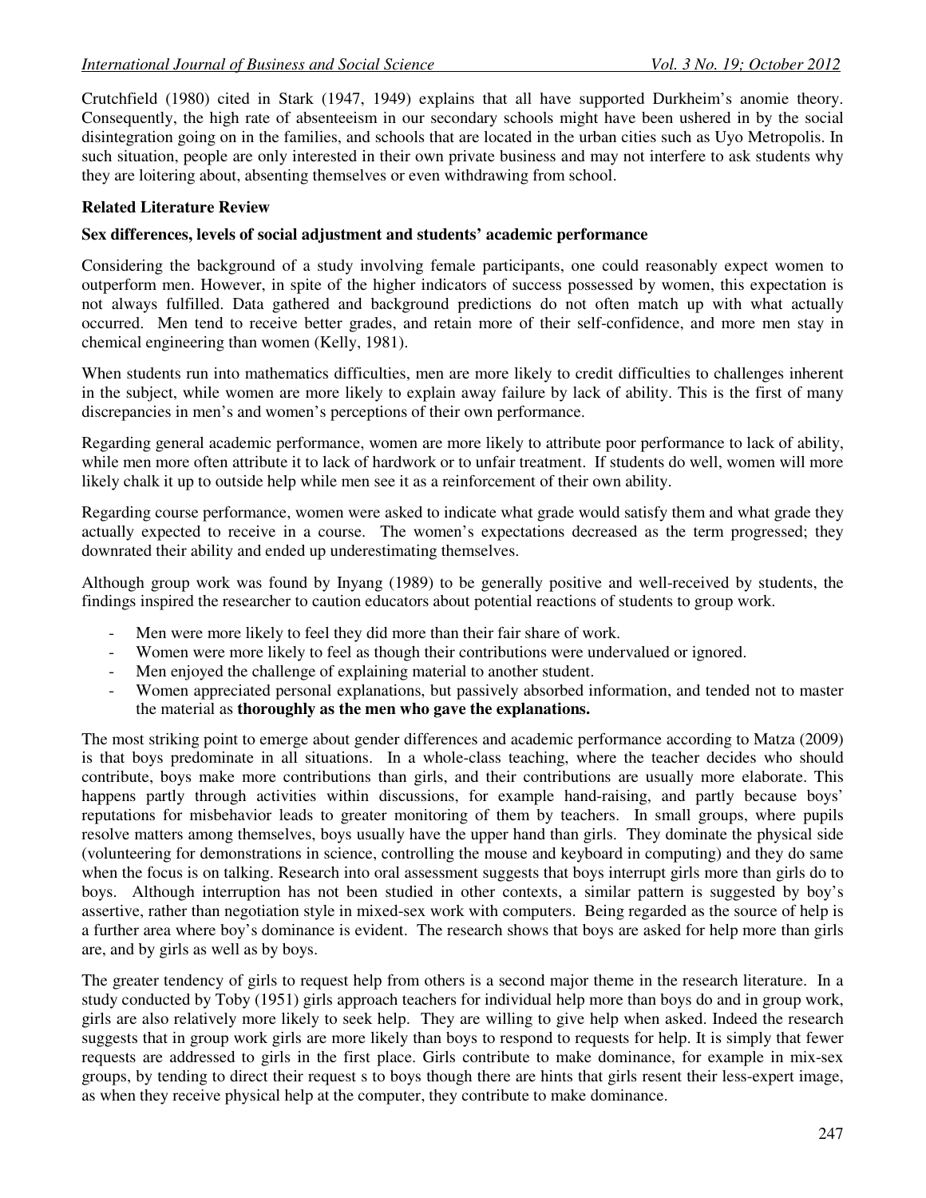Crutchfield (1980) cited in Stark (1947, 1949) explains that all have supported Durkheim's anomie theory. Consequently, the high rate of absenteeism in our secondary schools might have been ushered in by the social disintegration going on in the families, and schools that are located in the urban cities such as Uyo Metropolis. In such situation, people are only interested in their own private business and may not interfere to ask students why they are loitering about, absenting themselves or even withdrawing from school.

## Related Literature Review

### Sex differences, levels of social adjustment and students' academic performance

Considering the background of a study involving female participants, one could reasonably expect women to outperform men. However, in spite of the higher indicators of success possessed by women, this expectation is not always fulfilled. Data gathered and background predictions do not often match up with what actually occurred. Men tend to receive better grades, and retain more of their self-confidence, and more men stay in chemical engineering than women (Kelly, 1981).

When students run into mathematics difficulties, men are more likely to credit difficulties to challenges inherent in the subject, while women are more likely to explain away failure by lack of ability. This is the first of many discrepancies in men's and women's perceptions of their own performance.

Regarding general academic performance, women are more likely to attribute poor performance to lack of ability, while men more often attribute it to lack of hardwork or to unfair treatment. If students do well, women will more likely chalk it up to outside help while men see it as a reinforcement of their own ability.

Regarding course performance, women were asked to indicate what grade would satisfy them and what grade they actually expected to receive in a course. The women's expectations decreased as the term progressed; they downrated their ability and ended up underestimating themselves.

Although group work was found by Inyang (1989) to be generally positive and well-received by students, the findings inspired the researcher to caution educators about potential reactions of students to group work.

- Men were more likely to feel they did more than their fair share of work.
- Women were more likely to feel as though their contributions were undervalued or ignored.
- Men enjoyed the challenge of explaining material to another student.
- Women appreciated personal explanations, but passively absorbed information, and tended not to master the material as **thoroughly as the men who gave the explanations.**

The most striking point to emerge about gender differences and academic performance according to Matza (2009) is that boys predominate in all situations. In a whole-class teaching, where the teacher decides who should contribute, boys make more contributions than girls, and their contributions are usually more elaborate. This happens partly through activities within discussions, for example hand-raising, and partly because boys' reputations for misbehavior leads to greater monitoring of them by teachers. In small groups, where pupils resolve matters among themselves, boys usually have the upper hand than girls. They dominate the physical side (volunteering for demonstrations in science, controlling the mouse and keyboard in computing) and they do same when the focus is on talking. Research into oral assessment suggests that boys interrupt girls more than girls do to boys. Although interruption has not been studied in other contexts, a similar pattern is suggested by boy's assertive, rather than negotiation style in mixed-sex work with computers. Being regarded as the source of help is a further area where boy's dominance is evident. The research shows that boys are asked for help more than girls are, and by girls as well as by boys.

The greater tendency of girls to request help from others is a second major theme in the research literature. In a study conducted by Toby (1951) girls approach teachers for individual help more than boys do and in group work, girls are also relatively more likely to seek help. They are willing to give help when asked. Indeed the research suggests that in group work girls are more likely than boys to respond to requests for help. It is simply that fewer requests are addressed to girls in the first place. Girls contribute to make dominance, for example in mix-sex groups, by tending to direct their request s to boys though there are hints that girls resent their less-expert image, as when they receive physical help at the computer, they contribute to make dominance.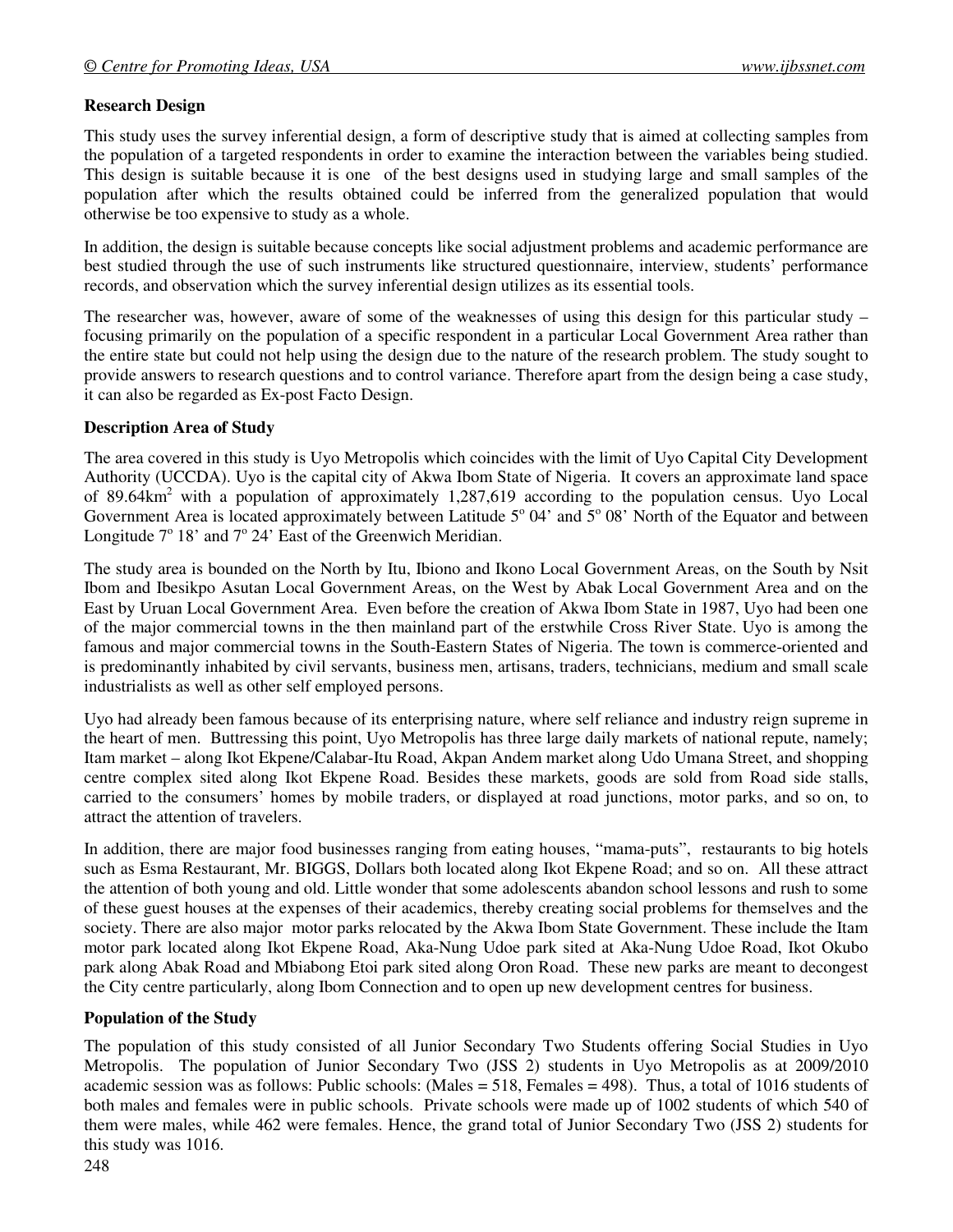**Research Design**

This study uses the survey inferential design, a form of descriptive study that is aimed at collecting samples from the population of a targeted respondents in order to examine the interaction between the variables being studied. This design is suitable because it is one of the best designs used in studying large and small samples of the population after which the results obtained could be inferred from the generalized population that would otherwise be too expensive to study as a whole.

In addition, the design is suitable because concepts like social adjustment problems and academic performance are best studied through the use of such instruments like structured questionnaire, interview, students' performance records, and observation which the survey inferential design utilizes as its essential tools.

The researcher was, however, aware of some of the weaknesses of using this design for this particular study – focusing primarily on the population of a specific respondent in a particular Local Government Area rather than the entire state but could not help using the design due to the nature of the research problem. The study sought to provide answers to research questions and to control variance. Therefore apart from the design being a case study, it can also be regarded as Ex-post Facto Design.

**Description Area of Study**

The area covered in this study is Uyo Metropolis which coincides with the limit of Uyo Capital City Development Authority (UCCDA). Uyo is the capital city of Akwa Ibom State of Nigeria. It covers an approximate land space of 89.64km$^2$ with a population of approximately 1,287,619 according to the population census. Uyo Local Government Area is located approximately between Latitude 5$^o$ 04' and 5$^o$ 08' North of the Equator and between Longitude 7$^o$ 18' and 7$^o$ 24' East of the Greenwich Meridian.

The study area is bounded on the North by Itu, Ibiono and Ikono Local Government Areas, on the South by Nsit Ibom and Ibesikpo Asutan Local Government Areas, on the West by Abak Local Government Area and on the East by Uruan Local Government Area. Even before the creation of Akwa Ibom State in 1987, Uyo had been one of the major commercial towns in the then mainland part of the erstwhile Cross River State. Uyo is among the famous and major commercial towns in the South-Eastern States of Nigeria. The town is commerce-oriented and is predominantly inhabited by civil servants, business men, artisans, traders, technicians, medium and small scale industrialists as well as other self employed persons.

Uyo had already been famous because of its enterprising nature, where self reliance and industry reign supreme in the heart of men. Buttressing this point, Uyo Metropolis has three large daily markets of national repute, namely; Itam market – along Ikot Ekpene/Calabar-Itu Road, Akpan Andem market along Udo Umana Street, and shopping centre complex sited along Ikot Ekpene Road. Besides these markets, goods are sold from Road side stalls, carried to the consumers' homes by mobile traders, or displayed at road junctions, motor parks, and so on, to attract the attention of travelers.

In addition, there are major food businesses ranging from eating houses, "mama-puts", restaurants to big hotels such as Esma Restaurant, Mr. BIGGS, Dollars both located along Ikot Ekpene Road; and so on. All these attract the attention of both young and old. Little wonder that some adolescents abandon school lessons and rush to some of these guest houses at the expenses of their academics, thereby creating social problems for themselves and the society. There are also major motor parks relocated by the Akwa Ibom State Government. These include the Itam motor park located along Ikot Ekpene Road, Aka-Nung Udoe park sited at Aka-Nung Udoe Road, Ikot Okubo park along Abak Road and Mbiabong Etoi park sited along Oron Road. These new parks are meant to decongest the City centre particularly, along Ibom Connection and to open up new development centres for business.

**Population of the Study**

The population of this study consisted of all Junior Secondary Two Students offering Social Studies in Uyo Metropolis. The population of Junior Secondary Two (JSS 2) students in Uyo Metropolis as at 2009/2010 academic session was as follows: Public schools: (Males = 518, Females = 498). Thus, a total of 1016 students of both males and females were in public schools. Private schools were made up of 1002 students of which 540 of them were males, while 462 were females. Hence, the grand total of Junior Secondary Two (JSS 2) students for this study was 1016.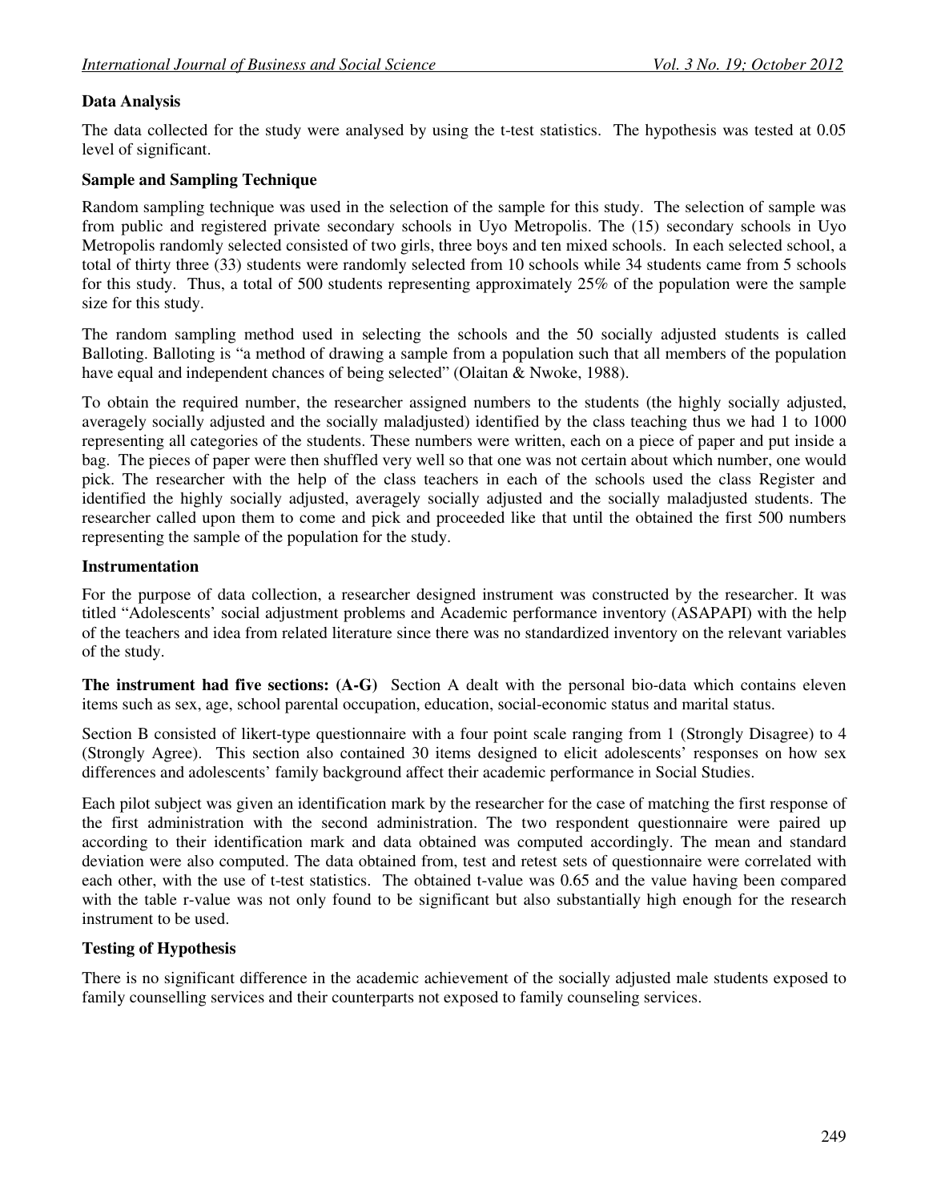### Data Analysis

The data collected for the study were analysed by using the t-test statistics. The hypothesis was tested at 0.05 level of significant.

### Sample and Sampling Technique

Random sampling technique was used in the selection of the sample for this study. The selection of sample was from public and registered private secondary schools in Uyo Metropolis. The (15) secondary schools in Uyo Metropolis randomly selected consisted of two girls, three boys and ten mixed schools. In each selected school, a total of thirty three (33) students were randomly selected from 10 schools while 34 students came from 5 schools for this study. Thus, a total of 500 students representing approximately 25% of the population were the sample size for this study.

The random sampling method used in selecting the schools and the 50 socially adjusted students is called Balloting. Balloting is "a method of drawing a sample from a population such that all members of the population have equal and independent chances of being selected" (Olaitan & Nwoke, 1988).

To obtain the required number, the researcher assigned numbers to the students (the highly socially adjusted, averagely socially adjusted and the socially maladjusted) identified by the class teaching thus we had 1 to 1000 representing all categories of the students. These numbers were written, each on a piece of paper and put inside a bag. The pieces of paper were then shuffled very well so that one was not certain about which number, one would pick. The researcher with the help of the class teachers in each of the schools used the class Register and identified the highly socially adjusted, averagely socially adjusted and the socially maladjusted students. The researcher called upon them to come and pick and proceeded like that until the obtained the first 500 numbers representing the sample of the population for the study.

### Instrumentation

For the purpose of data collection, a researcher designed instrument was constructed by the researcher. It was titled "Adolescents' social adjustment problems and Academic performance inventory (ASAPAPI) with the help of the teachers and idea from related literature since there was no standardized inventory on the relevant variables of the study.

**The instrument had five sections: (A-G)** Section A dealt with the personal bio-data which contains eleven items such as sex, age, school parental occupation, education, social-economic status and marital status.

Section B consisted of likert-type questionnaire with a four point scale ranging from 1 (Strongly Disagree) to 4 (Strongly Agree). This section also contained 30 items designed to elicit adolescents' responses on how sex differences and adolescents' family background affect their academic performance in Social Studies.

Each pilot subject was given an identification mark by the researcher for the case of matching the first response of the first administration with the second administration. The two respondent questionnaire were paired up according to their identification mark and data obtained was computed accordingly. The mean and standard deviation were also computed. The data obtained from, test and retest sets of questionnaire were correlated with each other, with the use of t-test statistics. The obtained t-value was 0.65 and the value having been compared with the table r-value was not only found to be significant but also substantially high enough for the research instrument to be used.

### Testing of Hypothesis

There is no significant difference in the academic achievement of the socially adjusted male students exposed to family counselling services and their counterparts not exposed to family counseling services.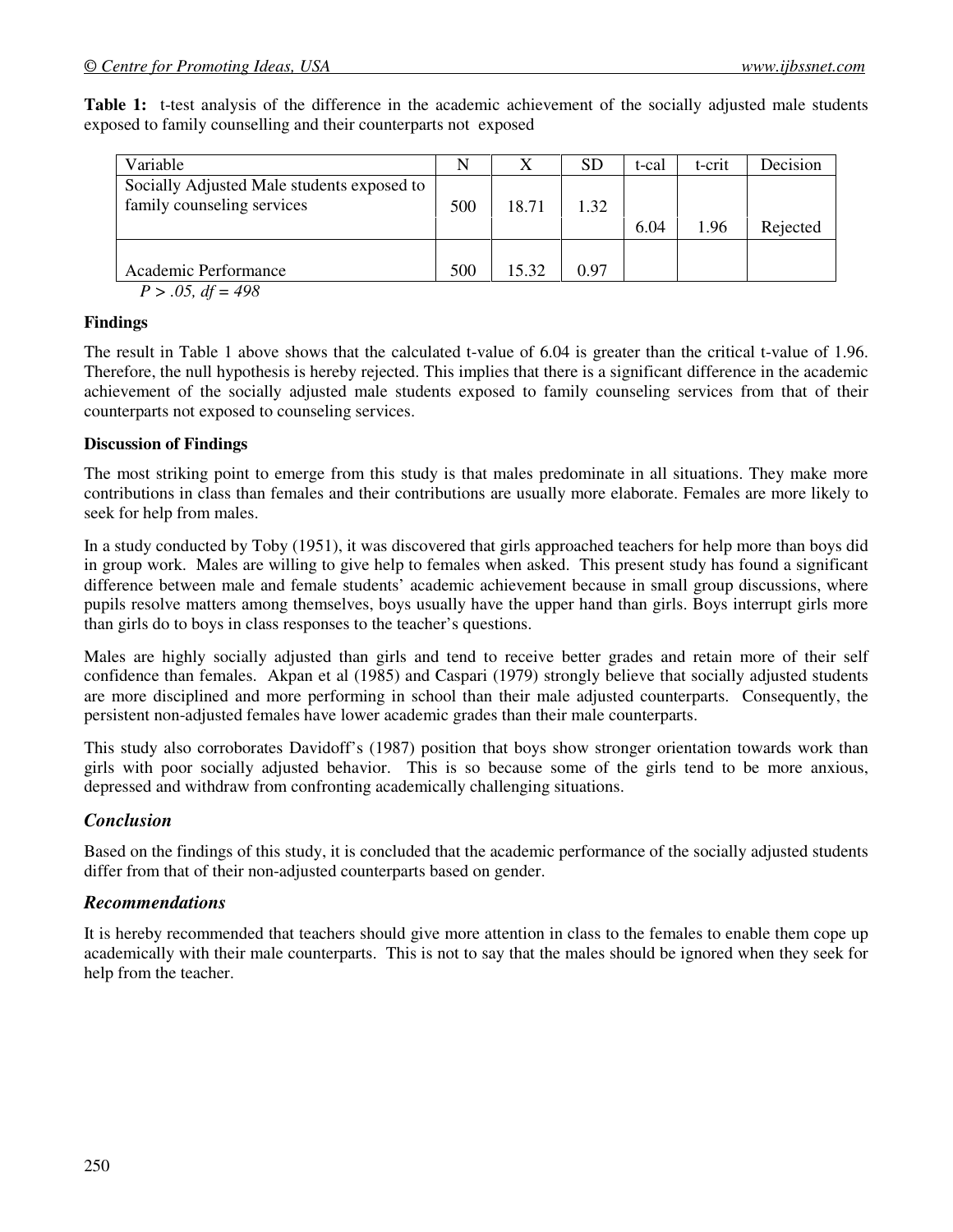**Table 1:** t-test analysis of the difference in the academic achievement of the socially adjusted male students exposed to family counselling and their counterparts not exposed

| Variable | N | X | SD | t-cal | t-crit | Decision |
|---|---|---|---|---|---|---|
| Socially Adjusted Male students exposed to family counseling services | 500 | 18.71 | 1.32 | 6.04 | 1.96 | Rejected |
| Academic Performance | 500 | 15.32 | 0.97 | | | |

*P > .05, df = 498*

**Findings**

The result in Table 1 above shows that the calculated t-value of 6.04 is greater than the critical t-value of 1.96. Therefore, the null hypothesis is hereby rejected. This implies that there is a significant difference in the academic achievement of the socially adjusted male students exposed to family counseling services from that of their counterparts not exposed to counseling services.

**Discussion of Findings**

The most striking point to emerge from this study is that males predominate in all situations. They make more contributions in class than females and their contributions are usually more elaborate. Females are more likely to seek for help from males.

In a study conducted by Toby (1951), it was discovered that girls approached teachers for help more than boys did in group work. Males are willing to give help to females when asked. This present study has found a significant difference between male and female students' academic achievement because in small group discussions, where pupils resolve matters among themselves, boys usually have the upper hand than girls. Boys interrupt girls more than girls do to boys in class responses to the teacher's questions.

Males are highly socially adjusted than girls and tend to receive better grades and retain more of their self confidence than females. Akpan et al (1985) and Caspari (1979) strongly believe that socially adjusted students are more disciplined and more performing in school than their male adjusted counterparts. Consequently, the persistent non-adjusted females have lower academic grades than their male counterparts.

This study also corroborates Davidoff's (1987) position that boys show stronger orientation towards work than girls with poor socially adjusted behavior. This is so because some of the girls tend to be more anxious, depressed and withdraw from confronting academically challenging situations.

## *Conclusion*

Based on the findings of this study, it is concluded that the academic performance of the socially adjusted students differ from that of their non-adjusted counterparts based on gender.

## *Recommendations*

It is hereby recommended that teachers should give more attention in class to the females to enable them cope up academically with their male counterparts. This is not to say that the males should be ignored when they seek for help from the teacher.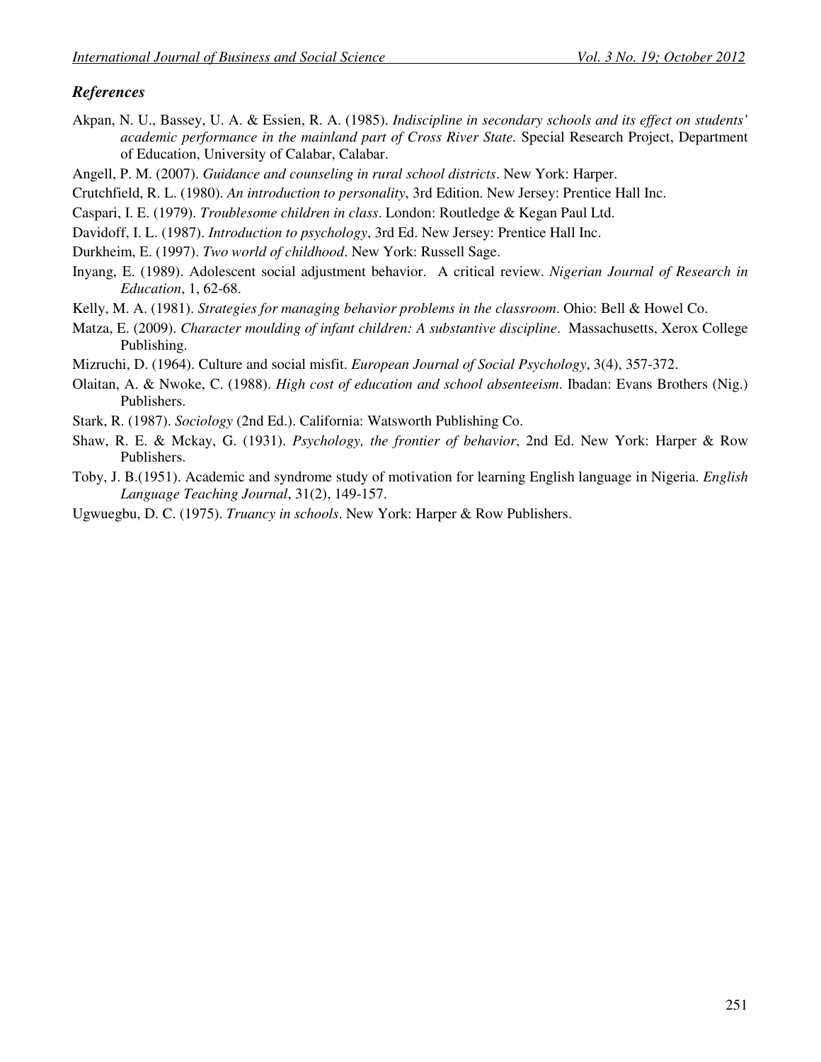### *References*

Akpan, N. U., Bassey, U. A. & Essien, R. A. (1985). *Indiscipline in secondary schools and its effect on students' academic performance in the mainland part of Cross River State*. Special Research Project, Department of Education, University of Calabar, Calabar.

Angell, P. M. (2007). *Guidance and counseling in rural school districts*. New York: Harper.

Crutchfield, R. L. (1980). *An introduction to personality*, 3rd Edition. New Jersey: Prentice Hall Inc.

Caspari, I. E. (1979). *Troublesome children in class*. London: Routledge & Kegan Paul Ltd.

Davidoff, I. L. (1987). *Introduction to psychology*, 3rd Ed. New Jersey: Prentice Hall Inc.

Durkheim, E. (1997). *Two world of childhood*. New York: Russell Sage.

Inyang, E. (1989). Adolescent social adjustment behavior. A critical review. *Nigerian Journal of Research in Education*, 1, 62-68.

Kelly, M. A. (1981). *Strategies for managing behavior problems in the classroom*. Ohio: Bell & Howel Co.

Matza, E. (2009). *Character moulding of infant children: A substantive discipline*. Massachusetts, Xerox College Publishing.

Mizruchi, D. (1964). Culture and social misfit. *European Journal of Social Psychology*, 3(4), 357-372.

Olaitan, A. & Nwoke, C. (1988). *High cost of education and school absenteeism*. Ibadan: Evans Brothers (Nig.) Publishers.

Stark, R. (1987). *Sociology* (2nd Ed.). California: Watsworth Publishing Co.

Shaw, R. E. & Mckay, G. (1931). *Psychology, the frontier of behavior*, 2nd Ed. New York: Harper & Row Publishers.

Toby, J. B.(1951). Academic and syndrome study of motivation for learning English language in Nigeria. *English Language Teaching Journal*, 31(2), 149-157.

Ugwuegbu, D. C. (1975). *Truancy in schools*. New York: Harper & Row Publishers.